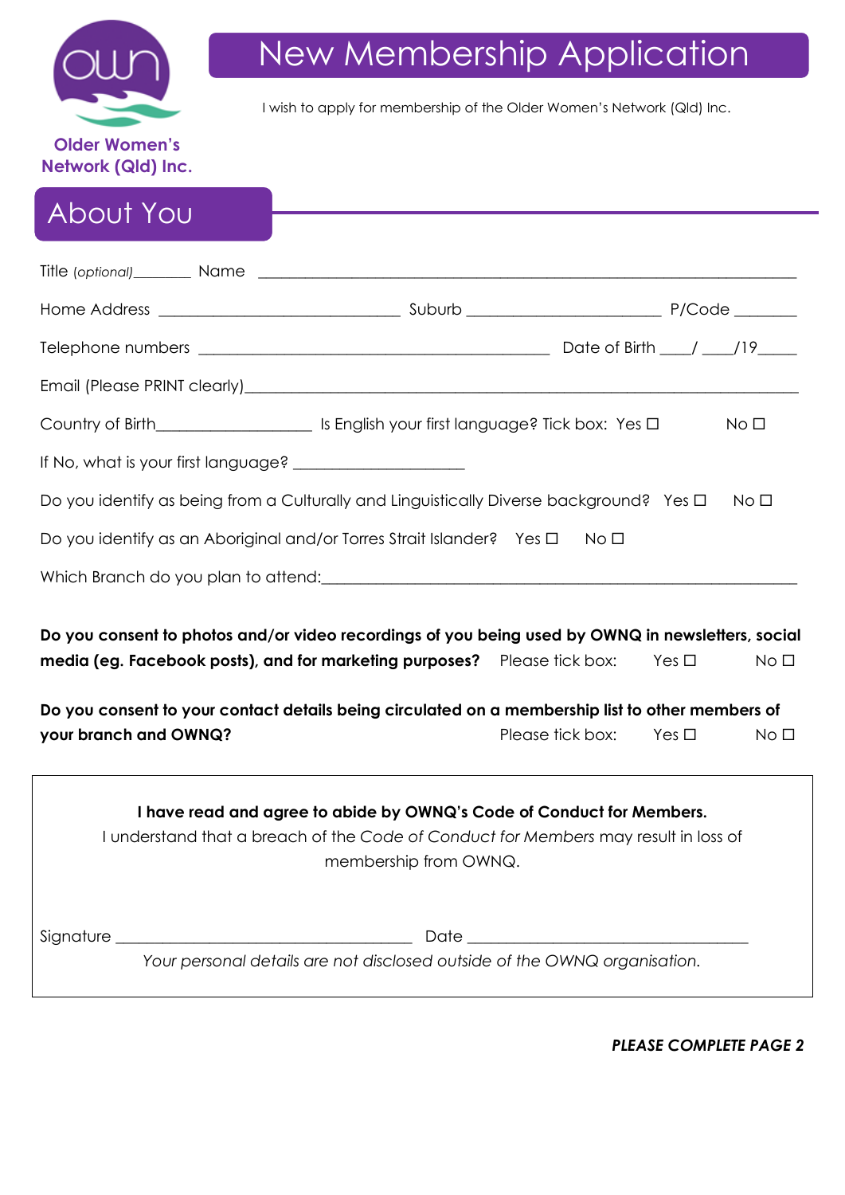# New Membership Application

Older Women's Network (Qld) Inc.

I wish to apply for membership of the Older Women's Network (Qld) Inc.

## About You

Title *(optional)*________ Name ______________________________________________________________________

Home Address ______________________________ Suburb ________________________ P/Code _______

Telephone numbers ____________________________________________ Date of Birth ____/ ____/19_____

Email (Please PRINT clearly)_________________________________________________________________

Country of Birth__________________ Is English your first language? Tick box: Yes ☐ No ☐

If No, what is your first language? _____________________

Do you identify as being from a Culturally and Linguistically Diverse background? Yes ☐ No ☐

Do you identify as an Aboriginal and/or Torres Strait Islander? Yes ☐ No ☐

Which Branch do you plan to attend:______________________________________________________

**Do you consent to photos and/or video recordings of you being used by OWNQ in newsletters, social media (eg. Facebook posts), and for marketing purposes?** Please tick box: Yes ☐ No ☐

**Do you consent to your contact details being circulated on a membership list to other members of your branch and OWNQ?** Please tick box: Yes ☐ No ☐

**I have read and agree to abide by OWNQ's Code of Conduct for Members.**
I understand that a breach of the *Code of Conduct for Members* may result in loss of membership from OWNQ.

Signature _____________________________________ Date ___________________________________

*Your personal details are not disclosed outside of the OWNQ organisation.*

***PLEASE COMPLETE PAGE 2***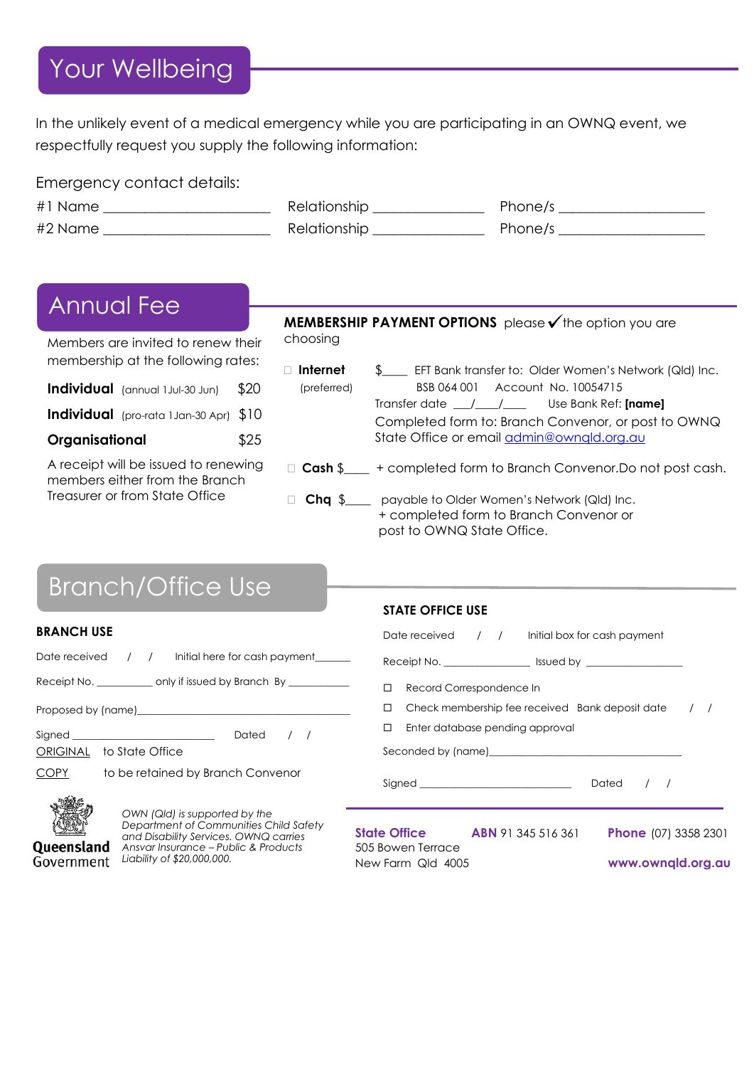## Your Wellbeing

In the unlikely event of a medical emergency while you are participating in an OWNQ event, we respectfully request you supply the following information:

Emergency contact details:

#1 Name ______________________ Relationship _______________ Phone/s ____________________

#2 Name ______________________ Relationship _______________ Phone/s ____________________

## Annual Fee

Members are invited to renew their membership at the following rates:

| | |
|---|---|
| **Individual** (annual 1Jul-30 Jun) | $20 |
| **Individual** (pro-rata 1Jan-30 Apr) | $10 |
| **Organisational** | $25 |

A receipt will be issued to renewing members either from the Branch Treasurer or from State Office

**MEMBERSHIP PAYMENT OPTIONS** please ✓ the option you are choosing

☐ **Internet** (preferred) $____ EFT Bank transfer to: Older Women's Network (Qld) Inc.
BSB 064 001 Account No. 10054715
Transfer date ___/___/___ Use Bank Ref: **[name]**
Completed form to: Branch Convenor, or post to OWNQ State Office or email admin@ownqld.org.au

☐ **Cash** $____ + completed form to Branch Convenor.Do not post cash.

☐ **Chq** $____ payable to Older Women's Network (Qld) Inc.
+ completed form to Branch Convenor or post to OWNQ State Office.

## Branch/Office Use

**BRANCH USE**

Date received / / Initial here for cash payment______

Receipt No. __________ only if issued by Branch By ___________

Proposed by (name)_____________________________________________

Signed __________________________ Dated / /

ORIGINAL to State Office

COPY to be retained by Branch Convenor

**STATE OFFICE USE**

Date received / / Initial box for cash payment

Receipt No. _______________ Issued by _________________

☐ Record Correspondence In

☐ Check membership fee received Bank deposit date / /

☐ Enter database pending approval

Seconded by (name)_____________________________________

Signed ___________________________ Dated / /

Queensland Government

*OWN (Qld) is supported by the Department of Communities Child Safety and Disability Services. OWNQ carries Ansvar Insurance – Public & Products Liability of $20,000,000.*

**State Office** 505 Bowen Terrace New Farm Qld 4005 **ABN** 91 345 516 361 **Phone** (07) 3358 2301 **www.ownqld.org.au**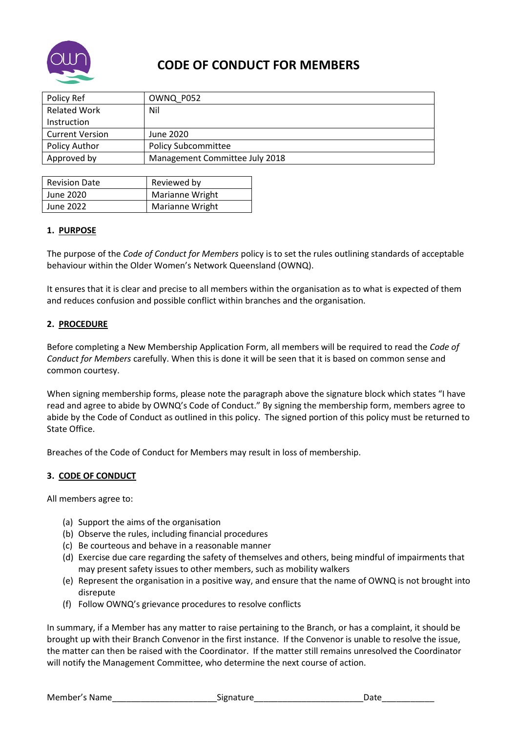# CODE OF CONDUCT FOR MEMBERS

| | |
|---|---|
| Policy Ref | OWNQ_P052 |
| Related Work Instruction | Nil |
| Current Version | June 2020 |
| Policy Author | Policy Subcommittee |
| Approved by | Management Committee July 2018 |

| Revision Date | Reviewed by |
|---|---|
| June 2020 | Marianne Wright |
| June 2022 | Marianne Wright |

## 1. PURPOSE

The purpose of the *Code of Conduct for Members* policy is to set the rules outlining standards of acceptable behaviour within the Older Women's Network Queensland (OWNQ).

It ensures that it is clear and precise to all members within the organisation as to what is expected of them and reduces confusion and possible conflict within branches and the organisation.

## 2. PROCEDURE

Before completing a New Membership Application Form, all members will be required to read the *Code of Conduct for Members* carefully. When this is done it will be seen that it is based on common sense and common courtesy.

When signing membership forms, please note the paragraph above the signature block which states "I have read and agree to abide by OWNQ's Code of Conduct." By signing the membership form, members agree to abide by the Code of Conduct as outlined in this policy. The signed portion of this policy must be returned to State Office.

Breaches of the Code of Conduct for Members may result in loss of membership.

## 3. CODE OF CONDUCT

All members agree to:

(a) Support the aims of the organisation
(b) Observe the rules, including financial procedures
(c) Be courteous and behave in a reasonable manner
(d) Exercise due care regarding the safety of themselves and others, being mindful of impairments that may present safety issues to other members, such as mobility walkers
(e) Represent the organisation in a positive way, and ensure that the name of OWNQ is not brought into disrepute
(f) Follow OWNQ's grievance procedures to resolve conflicts

In summary, if a Member has any matter to raise pertaining to the Branch, or has a complaint, it should be brought up with their Branch Convenor in the first instance. If the Convenor is unable to resolve the issue, the matter can then be raised with the Coordinator. If the matter still remains unresolved the Coordinator will notify the Management Committee, who determine the next course of action.

Member's Name______________________Signature_______________________Date___________